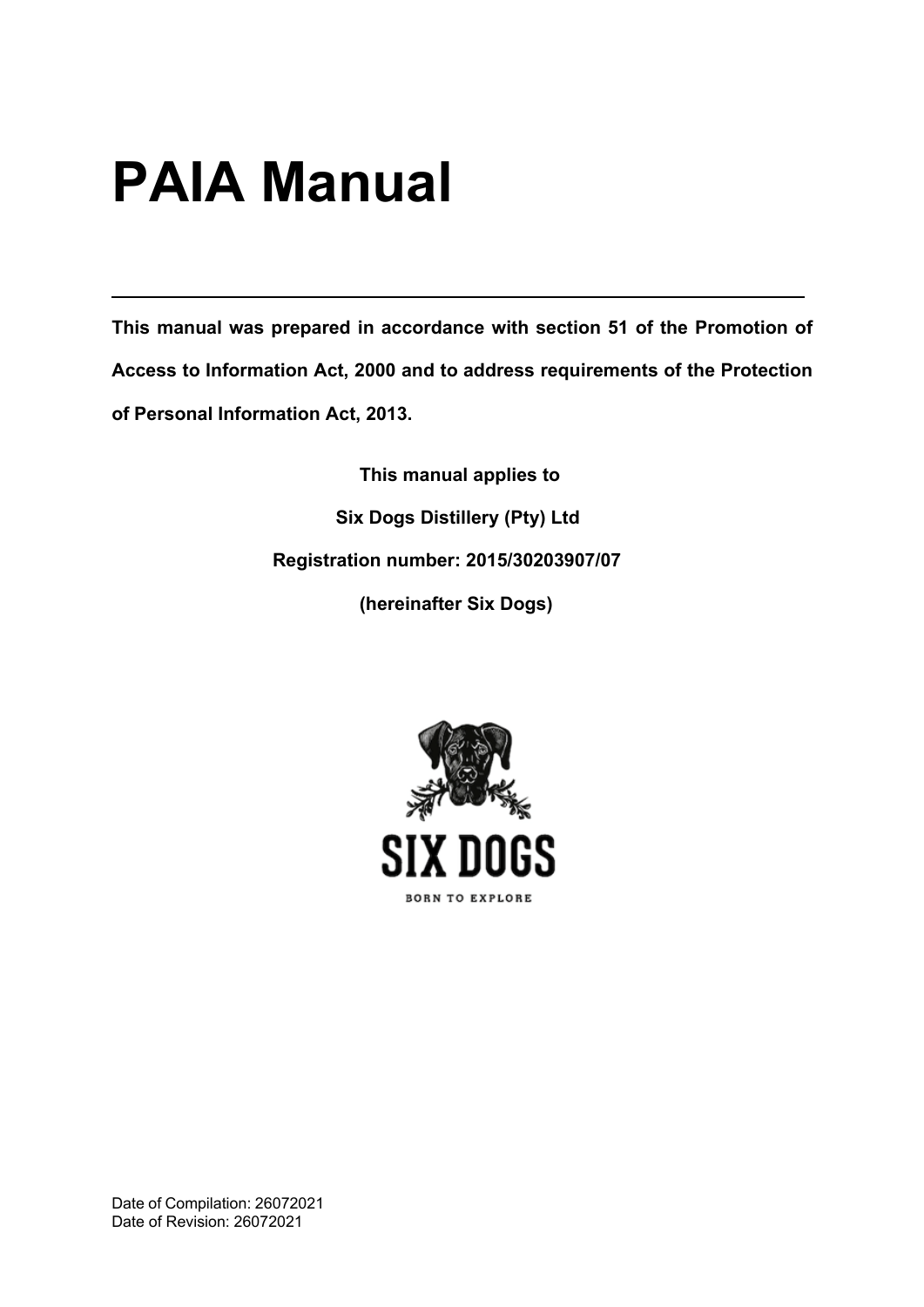# PAIA Manual

---

**This manual was prepared in accordance with section 51 of the Promotion of Access to Information Act, 2000 and to address requirements of the Protection of Personal Information Act, 2013.**

**This manual applies to**

**Six Dogs Distillery (Pty) Ltd**

**Registration number: 2015/30203907/07**

**(hereinafter Six Dogs)**

SIX DOGS

BORN TO EXPLORE

Date of Compilation: 26072021
Date of Revision: 26072021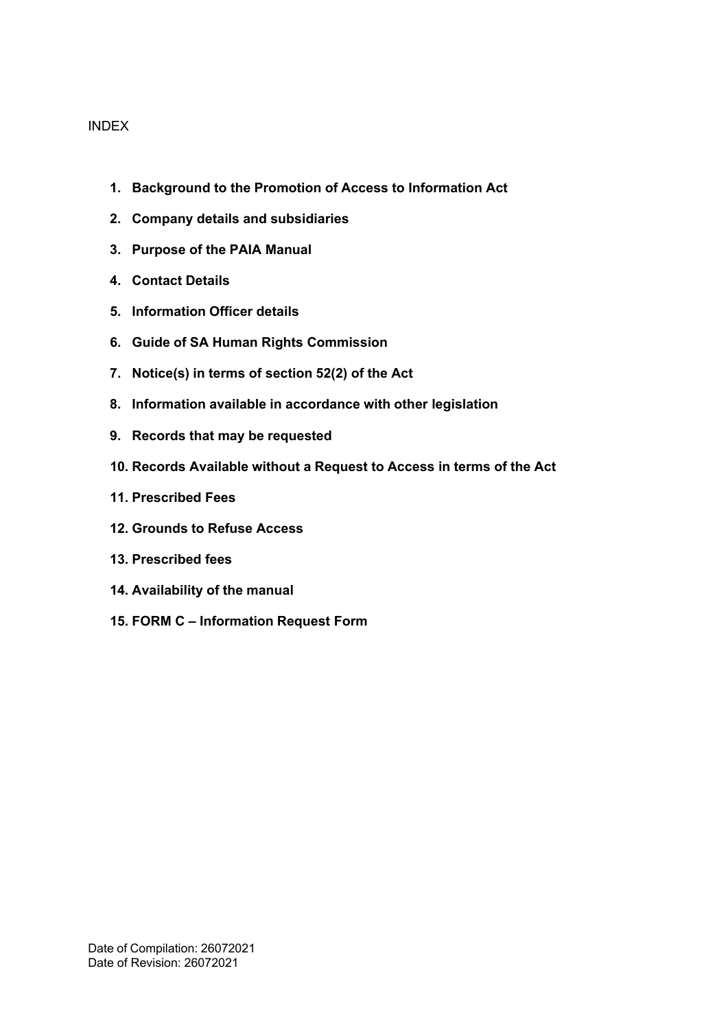INDEX

1. **Background to the Promotion of Access to Information Act**
2. **Company details and subsidiaries**
3. **Purpose of the PAIA Manual**
4. **Contact Details**
5. **Information Officer details**
6. **Guide of SA Human Rights Commission**
7. **Notice(s) in terms of section 52(2) of the Act**
8. **Information available in accordance with other legislation**
9. **Records that may be requested**
10. **Records Available without a Request to Access in terms of the Act**
11. **Prescribed Fees**
12. **Grounds to Refuse Access**
13. **Prescribed fees**
14. **Availability of the manual**
15. **FORM C – Information Request Form**

Date of Compilation: 26072021
Date of Revision: 26072021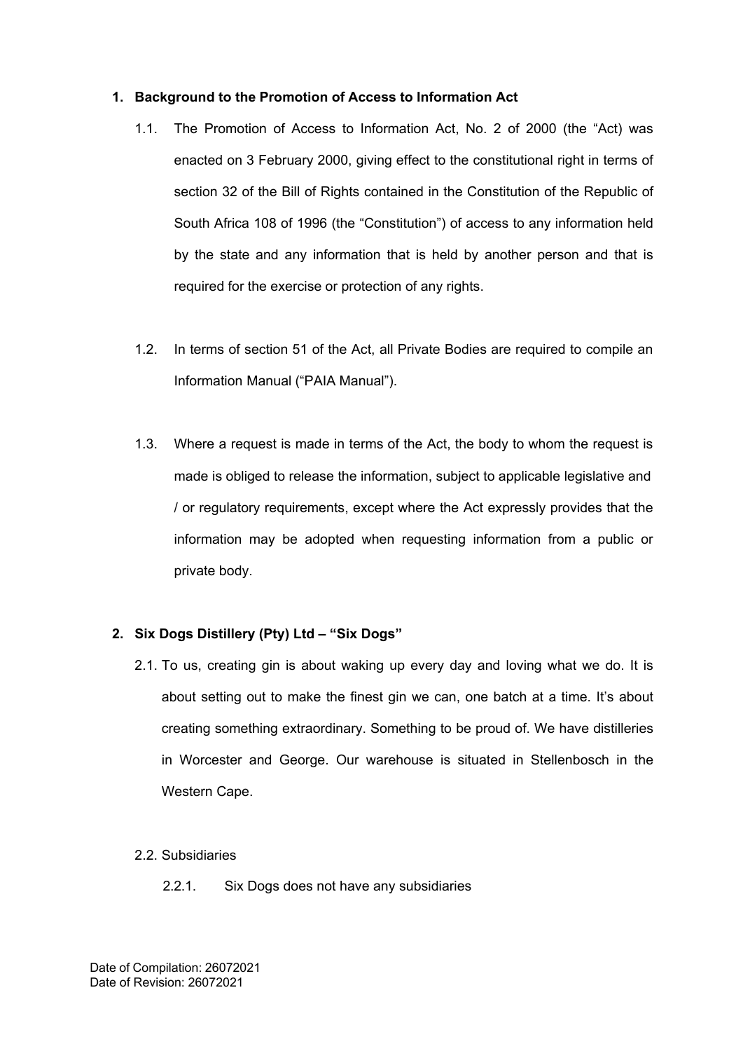## 1. Background to the Promotion of Access to Information Act

1.1. The Promotion of Access to Information Act, No. 2 of 2000 (the "Act) was enacted on 3 February 2000, giving effect to the constitutional right in terms of section 32 of the Bill of Rights contained in the Constitution of the Republic of South Africa 108 of 1996 (the "Constitution") of access to any information held by the state and any information that is held by another person and that is required for the exercise or protection of any rights.

1.2. In terms of section 51 of the Act, all Private Bodies are required to compile an Information Manual ("PAIA Manual").

1.3. Where a request is made in terms of the Act, the body to whom the request is made is obliged to release the information, subject to applicable legislative and / or regulatory requirements, except where the Act expressly provides that the information may be adopted when requesting information from a public or private body.

## 2. Six Dogs Distillery (Pty) Ltd – "Six Dogs"

2.1. To us, creating gin is about waking up every day and loving what we do. It is about setting out to make the finest gin we can, one batch at a time. It's about creating something extraordinary. Something to be proud of. We have distilleries in Worcester and George. Our warehouse is situated in Stellenbosch in the Western Cape.

2.2. Subsidiaries

2.2.1. Six Dogs does not have any subsidiaries

Date of Compilation: 26072021
Date of Revision: 26072021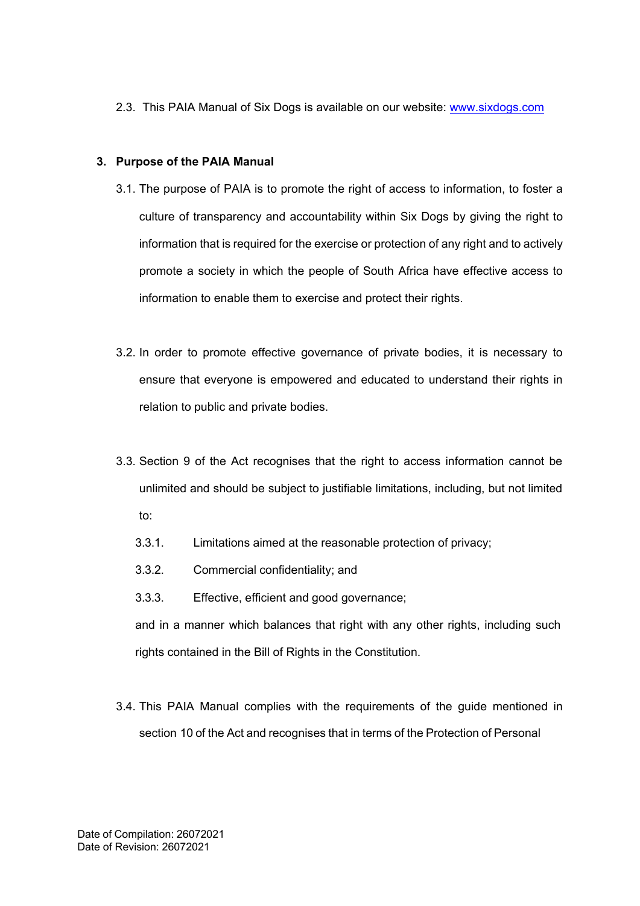2.3. This PAIA Manual of Six Dogs is available on our website: [www.sixdogs.com](http://www.sixdogs.com)

## 3. Purpose of the PAIA Manual

3.1. The purpose of PAIA is to promote the right of access to information, to foster a culture of transparency and accountability within Six Dogs by giving the right to information that is required for the exercise or protection of any right and to actively promote a society in which the people of South Africa have effective access to information to enable them to exercise and protect their rights.

3.2. In order to promote effective governance of private bodies, it is necessary to ensure that everyone is empowered and educated to understand their rights in relation to public and private bodies.

3.3. Section 9 of the Act recognises that the right to access information cannot be unlimited and should be subject to justifiable limitations, including, but not limited to:

- 3.3.1. Limitations aimed at the reasonable protection of privacy;
- 3.3.2. Commercial confidentiality; and
- 3.3.3. Effective, efficient and good governance;

and in a manner which balances that right with any other rights, including such rights contained in the Bill of Rights in the Constitution.

3.4. This PAIA Manual complies with the requirements of the guide mentioned in section 10 of the Act and recognises that in terms of the Protection of Personal

Date of Compilation: 26072021
Date of Revision: 26072021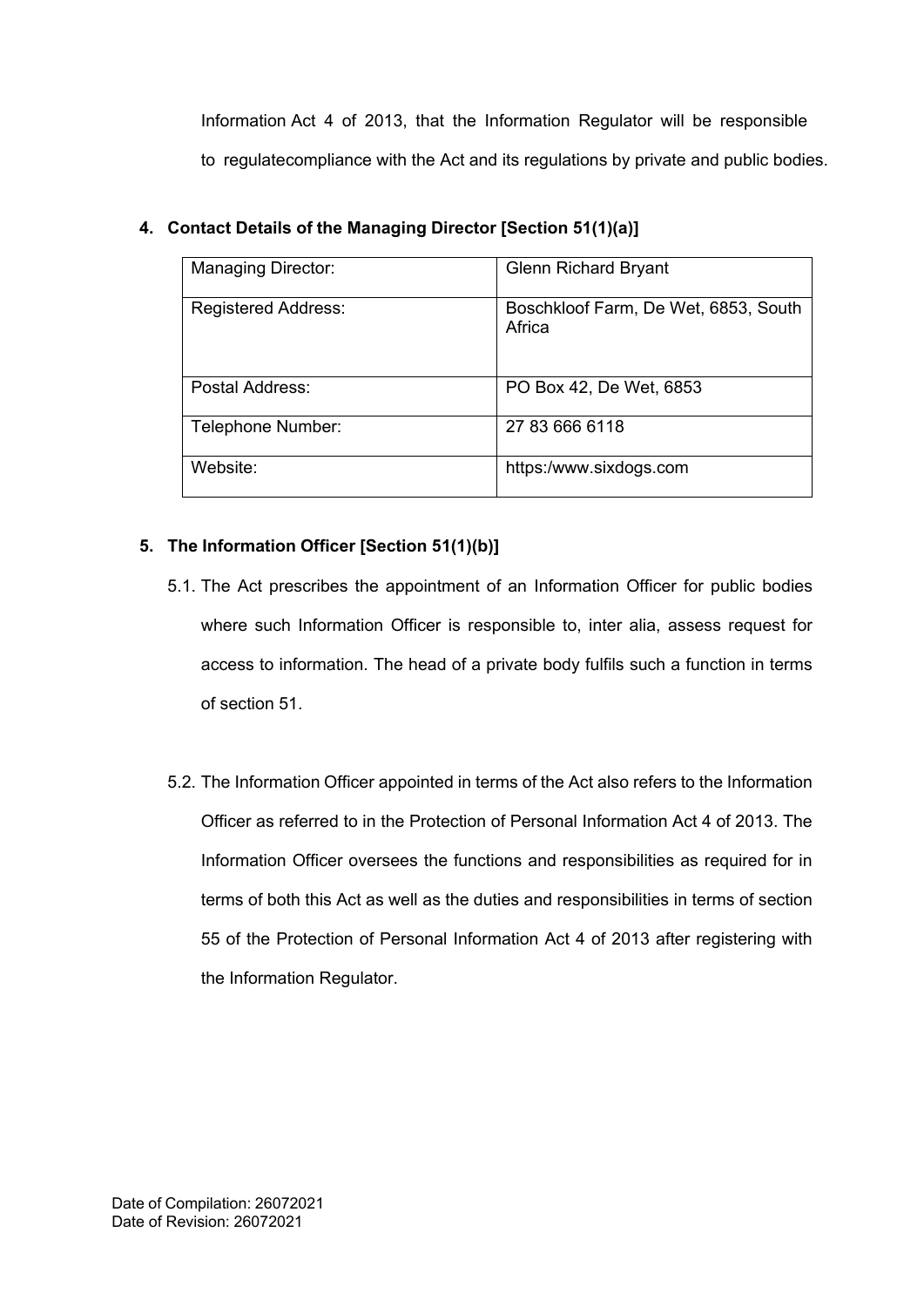Information Act 4 of 2013, that the Information Regulator will be responsible to regulatecompliance with the Act and its regulations by private and public bodies.

## 4. Contact Details of the Managing Director [Section 51(1)(a)]

| Managing Director: | Glenn Richard Bryant |
|---|---|
| Registered Address: | Boschkloof Farm, De Wet, 6853, South Africa |
| Postal Address: | PO Box 42, De Wet, 6853 |
| Telephone Number: | 27 83 666 6118 |
| Website: | https:/www.sixdogs.com |

## 5. The Information Officer [Section 51(1)(b)]

5.1. The Act prescribes the appointment of an Information Officer for public bodies where such Information Officer is responsible to, inter alia, assess request for access to information. The head of a private body fulfils such a function in terms of section 51.

5.2. The Information Officer appointed in terms of the Act also refers to the Information Officer as referred to in the Protection of Personal Information Act 4 of 2013. The Information Officer oversees the functions and responsibilities as required for in terms of both this Act as well as the duties and responsibilities in terms of section 55 of the Protection of Personal Information Act 4 of 2013 after registering with the Information Regulator.

Date of Compilation: 26072021
Date of Revision: 26072021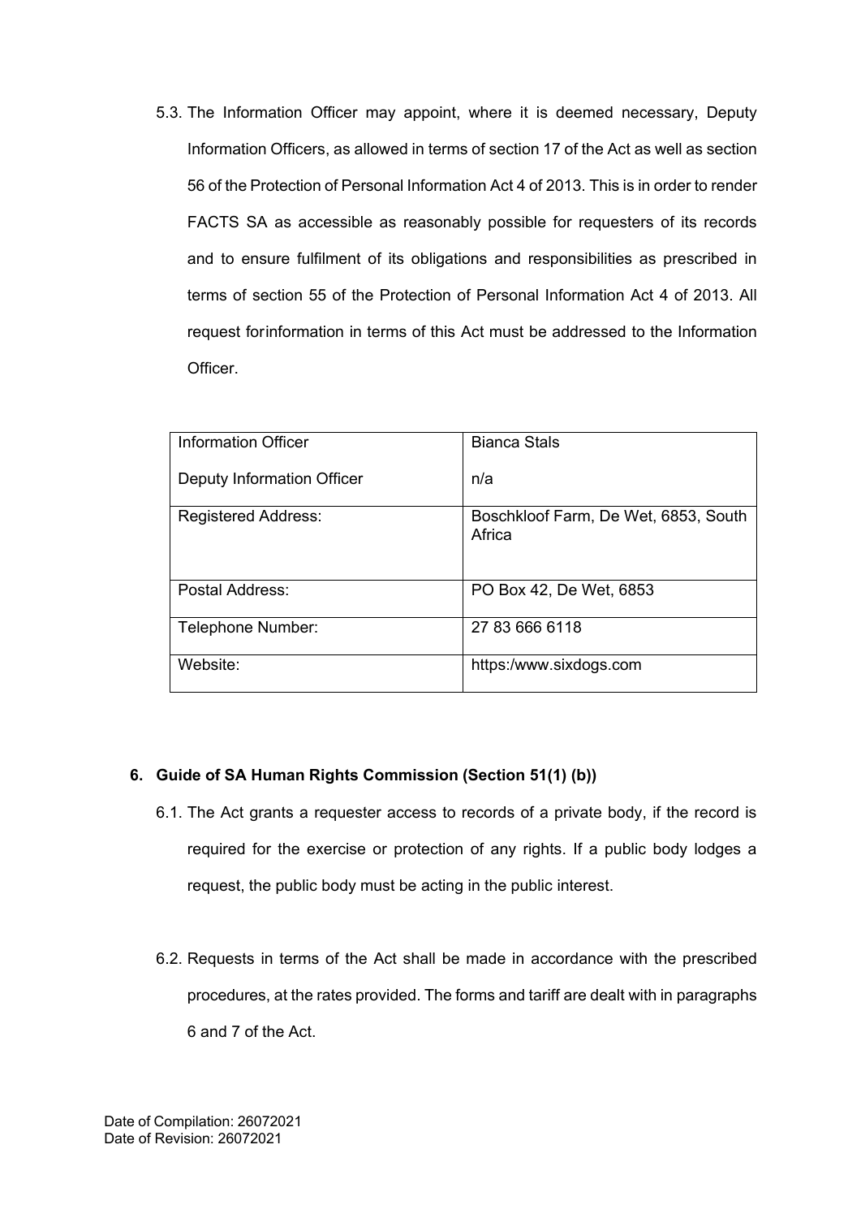5.3. The Information Officer may appoint, where it is deemed necessary, Deputy Information Officers, as allowed in terms of section 17 of the Act as well as section 56 of the Protection of Personal Information Act 4 of 2013. This is in order to render FACTS SA as accessible as reasonably possible for requesters of its records and to ensure fulfilment of its obligations and responsibilities as prescribed in terms of section 55 of the Protection of Personal Information Act 4 of 2013. All request forinformation in terms of this Act must be addressed to the Information Officer.

| Information Officer<br><br>Deputy Information Officer | Bianca Stals<br><br>n/a |
|---|---|
| Registered Address: | Boschkloof Farm, De Wet, 6853, South Africa |
| Postal Address: | PO Box 42, De Wet, 6853 |
| Telephone Number: | 27 83 666 6118 |
| Website: | https:/www.sixdogs.com |

## 6. Guide of SA Human Rights Commission (Section 51(1) (b))

6.1. The Act grants a requester access to records of a private body, if the record is required for the exercise or protection of any rights. If a public body lodges a request, the public body must be acting in the public interest.

6.2. Requests in terms of the Act shall be made in accordance with the prescribed procedures, at the rates provided. The forms and tariff are dealt with in paragraphs 6 and 7 of the Act.

Date of Compilation: 26072021
Date of Revision: 26072021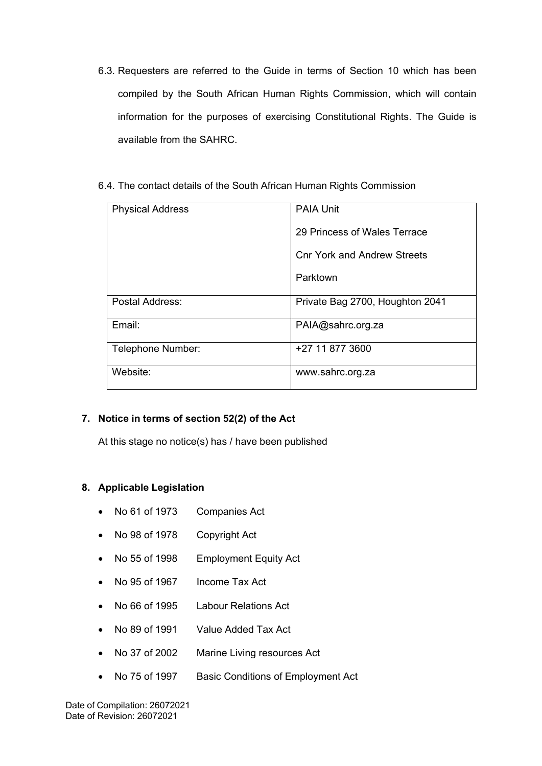6.3. Requesters are referred to the Guide in terms of Section 10 which has been compiled by the South African Human Rights Commission, which will contain information for the purposes of exercising Constitutional Rights. The Guide is available from the SAHRC.

6.4. The contact details of the South African Human Rights Commission

| | |
|---|---|
| Physical Address | PAIA Unit<br>29 Princess of Wales Terrace<br>Cnr York and Andrew Streets<br>Parktown |
| Postal Address: | Private Bag 2700, Houghton 2041 |
| Email: | PAIA@sahrc.org.za |
| Telephone Number: | +27 11 877 3600 |
| Website: | www.sahrc.org.za |

## 7. Notice in terms of section 52(2) of the Act

At this stage no notice(s) has / have been published

## 8. Applicable Legislation

- No 61 of 1973 Companies Act
- No 98 of 1978 Copyright Act
- No 55 of 1998 Employment Equity Act
- No 95 of 1967 Income Tax Act
- No 66 of 1995 Labour Relations Act
- No 89 of 1991 Value Added Tax Act
- No 37 of 2002 Marine Living resources Act
- No 75 of 1997 Basic Conditions of Employment Act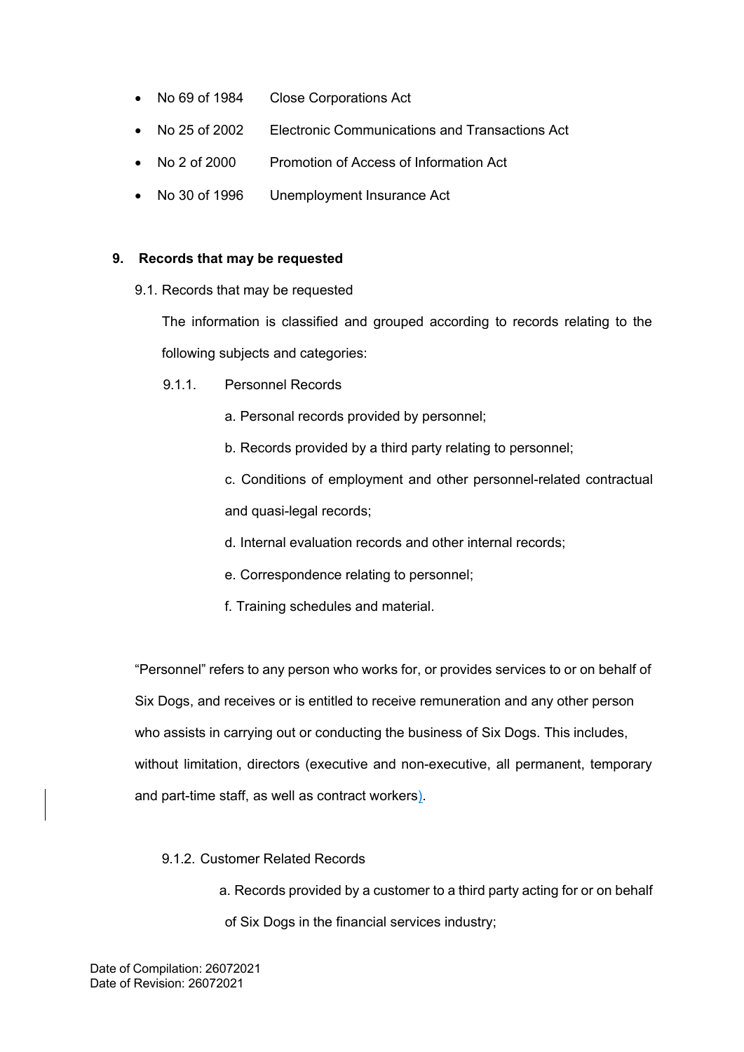- No 69 of 1984 Close Corporations Act
- No 25 of 2002 Electronic Communications and Transactions Act
- No 2 of 2000 Promotion of Access of Information Act
- No 30 of 1996 Unemployment Insurance Act

## 9. Records that may be requested

9.1. Records that may be requested

The information is classified and grouped according to records relating to the following subjects and categories:

9.1.1. Personnel Records

a. Personal records provided by personnel;

b. Records provided by a third party relating to personnel;

c. Conditions of employment and other personnel-related contractual and quasi-legal records;

d. Internal evaluation records and other internal records;

e. Correspondence relating to personnel;

f. Training schedules and material.

"Personnel" refers to any person who works for, or provides services to or on behalf of Six Dogs, and receives or is entitled to receive remuneration and any other person who assists in carrying out or conducting the business of Six Dogs. This includes, without limitation, directors (executive and non-executive, all permanent, temporary and part-time staff, as well as contract workers).

9.1.2. Customer Related Records

a. Records provided by a customer to a third party acting for or on behalf of Six Dogs in the financial services industry;

Date of Compilation: 26072021
Date of Revision: 26072021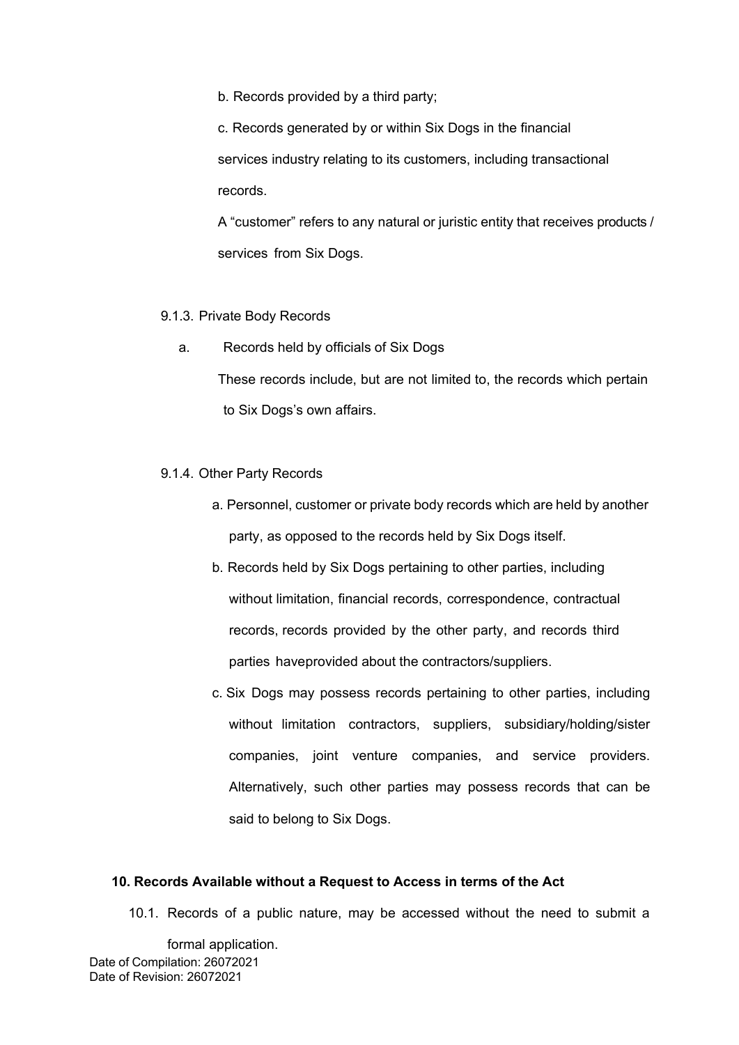b. Records provided by a third party;

c. Records generated by or within Six Dogs in the financial services industry relating to its customers, including transactional records.

A “customer” refers to any natural or juristic entity that receives products / services from Six Dogs.

9.1.3. Private Body Records

a. Records held by officials of Six Dogs

These records include, but are not limited to, the records which pertain to Six Dogs’s own affairs.

9.1.4. Other Party Records

a. Personnel, customer or private body records which are held by another party, as opposed to the records held by Six Dogs itself.

b. Records held by Six Dogs pertaining to other parties, including without limitation, financial records, correspondence, contractual records, records provided by the other party, and records third parties haveprovided about the contractors/suppliers.

c. Six Dogs may possess records pertaining to other parties, including without limitation contractors, suppliers, subsidiary/holding/sister companies, joint venture companies, and service providers. Alternatively, such other parties may possess records that can be said to belong to Six Dogs.

**10. Records Available without a Request to Access in terms of the Act**

10.1. Records of a public nature, may be accessed without the need to submit a formal application.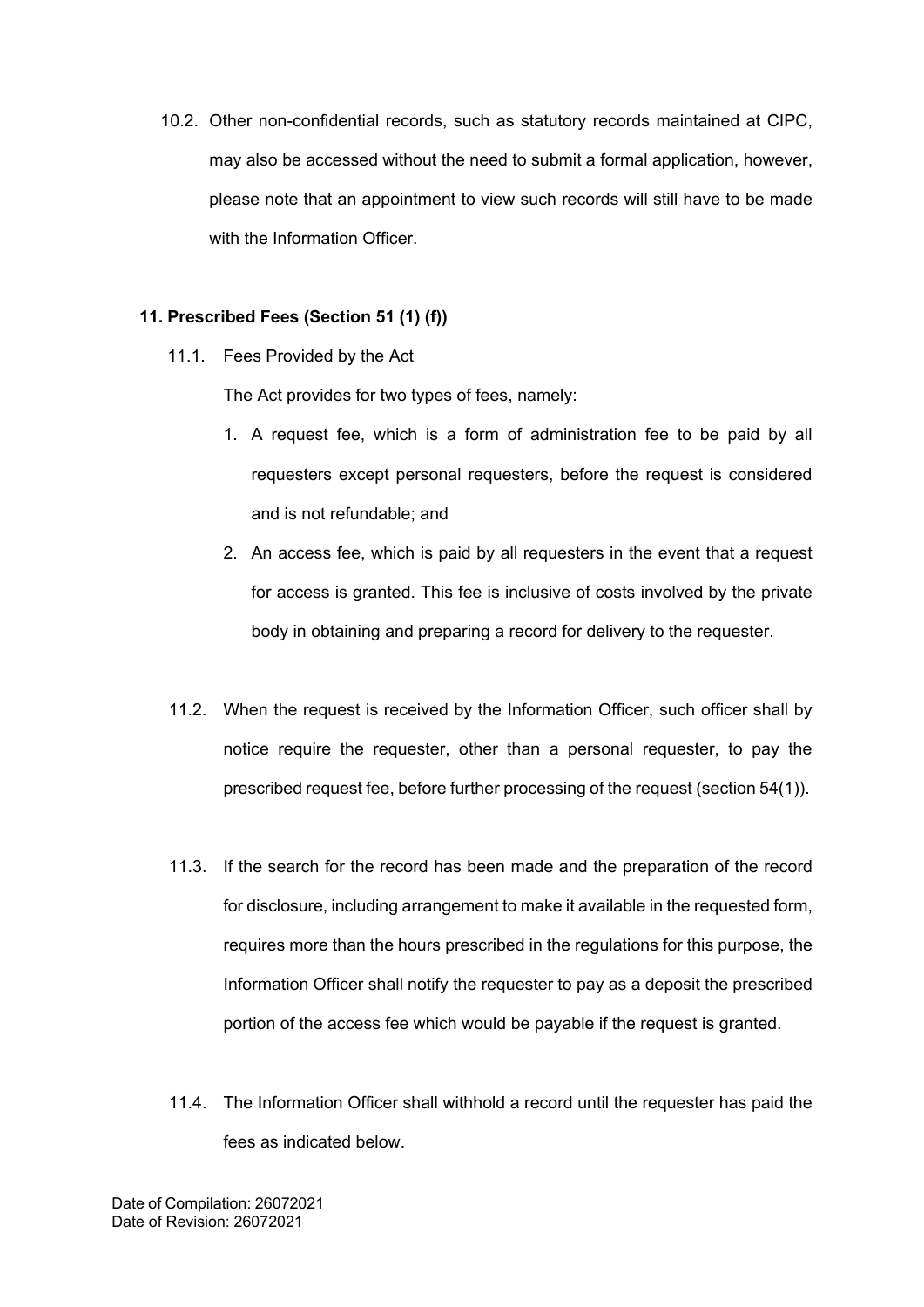10.2. Other non-confidential records, such as statutory records maintained at CIPC, may also be accessed without the need to submit a formal application, however, please note that an appointment to view such records will still have to be made with the Information Officer.

## 11. Prescribed Fees (Section 51 (1) (f))

11.1. Fees Provided by the Act

The Act provides for two types of fees, namely:

1. A request fee, which is a form of administration fee to be paid by all requesters except personal requesters, before the request is considered and is not refundable; and
2. An access fee, which is paid by all requesters in the event that a request for access is granted. This fee is inclusive of costs involved by the private body in obtaining and preparing a record for delivery to the requester.

11.2. When the request is received by the Information Officer, such officer shall by notice require the requester, other than a personal requester, to pay the prescribed request fee, before further processing of the request (section 54(1)).

11.3. If the search for the record has been made and the preparation of the record for disclosure, including arrangement to make it available in the requested form, requires more than the hours prescribed in the regulations for this purpose, the Information Officer shall notify the requester to pay as a deposit the prescribed portion of the access fee which would be payable if the request is granted.

11.4. The Information Officer shall withhold a record until the requester has paid the fees as indicated below.

Date of Compilation: 26072021
Date of Revision: 26072021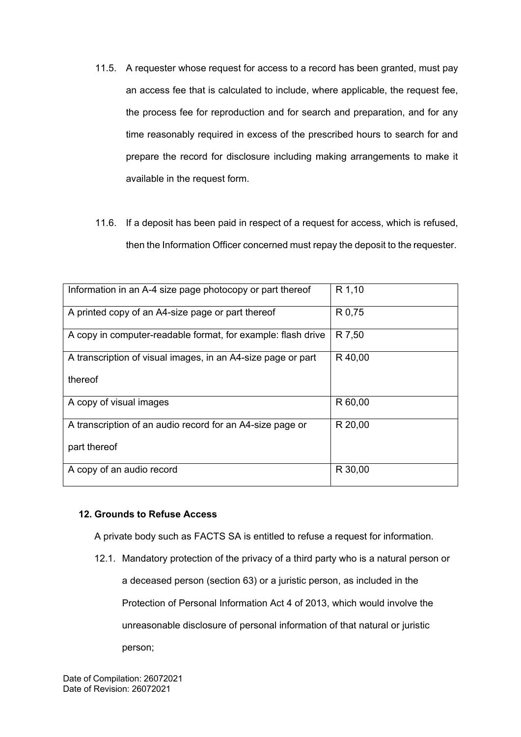11.5. A requester whose request for access to a record has been granted, must pay an access fee that is calculated to include, where applicable, the request fee, the process fee for reproduction and for search and preparation, and for any time reasonably required in excess of the prescribed hours to search for and prepare the record for disclosure including making arrangements to make it available in the request form.

11.6. If a deposit has been paid in respect of a request for access, which is refused, then the Information Officer concerned must repay the deposit to the requester.

| | |
|---|---|
| Information in an A-4 size page photocopy or part thereof | R 1,10 |
| A printed copy of an A4-size page or part thereof | R 0,75 |
| A copy in computer-readable format, for example: flash drive | R 7,50 |
| A transcription of visual images, in an A4-size page or part thereof | R 40,00 |
| A copy of visual images | R 60,00 |
| A transcription of an audio record for an A4-size page or part thereof | R 20,00 |
| A copy of an audio record | R 30,00 |

**12. Grounds to Refuse Access**

A private body such as FACTS SA is entitled to refuse a request for information.

12.1. Mandatory protection of the privacy of a third party who is a natural person or a deceased person (section 63) or a juristic person, as included in the Protection of Personal Information Act 4 of 2013, which would involve the unreasonable disclosure of personal information of that natural or juristic person;

Date of Compilation: 26072021
Date of Revision: 26072021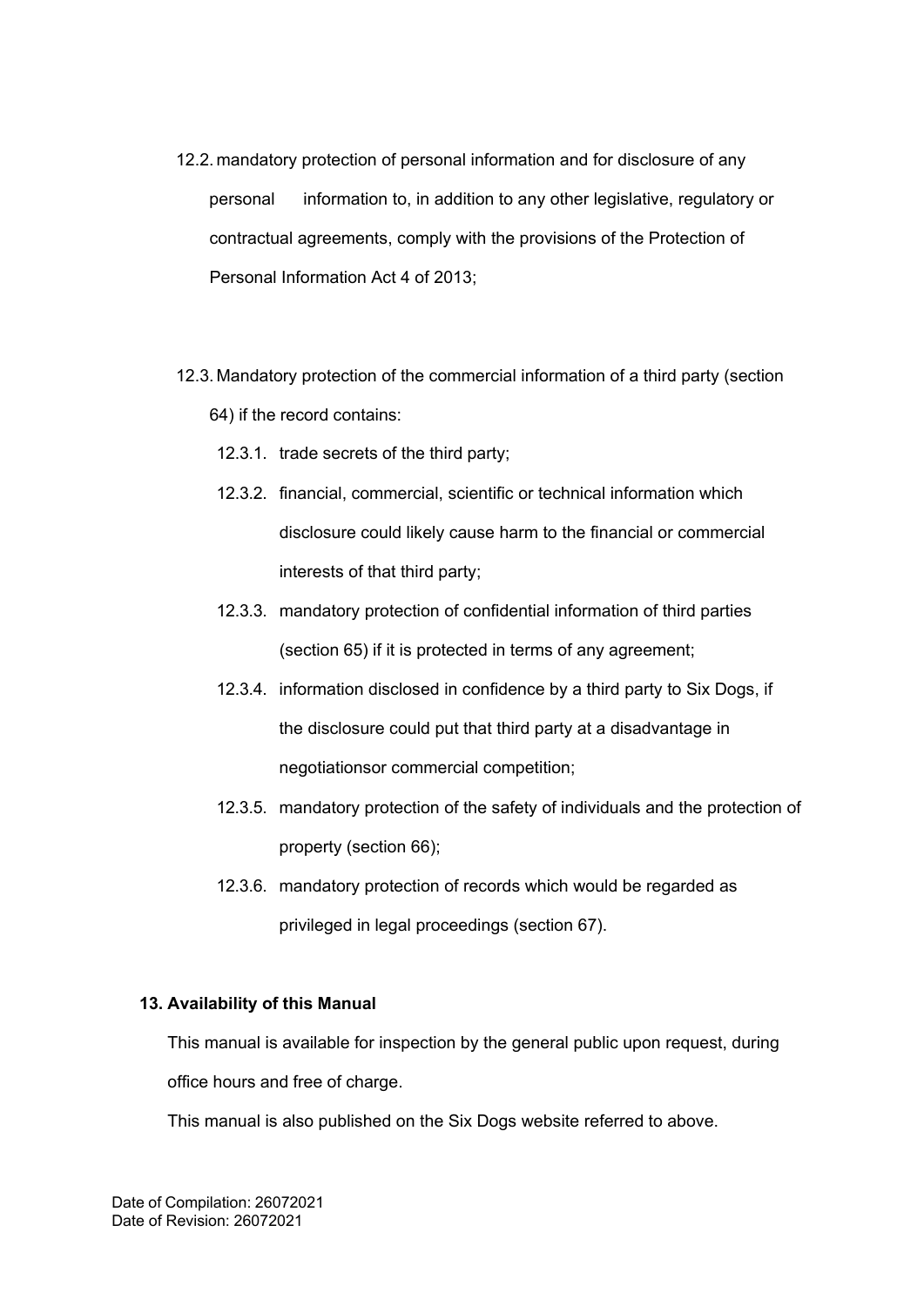12.2. mandatory protection of personal information and for disclosure of any personal information to, in addition to any other legislative, regulatory or contractual agreements, comply with the provisions of the Protection of Personal Information Act 4 of 2013;

12.3. Mandatory protection of the commercial information of a third party (section 64) if the record contains:

12.3.1. trade secrets of the third party;

12.3.2. financial, commercial, scientific or technical information which disclosure could likely cause harm to the financial or commercial interests of that third party;

12.3.3. mandatory protection of confidential information of third parties (section 65) if it is protected in terms of any agreement;

12.3.4. information disclosed in confidence by a third party to Six Dogs, if the disclosure could put that third party at a disadvantage in negotiationsor commercial competition;

12.3.5. mandatory protection of the safety of individuals and the protection of property (section 66);

12.3.6. mandatory protection of records which would be regarded as privileged in legal proceedings (section 67).

**13. Availability of this Manual**

This manual is available for inspection by the general public upon request, during office hours and free of charge.

This manual is also published on the Six Dogs website referred to above.

Date of Compilation: 26072021
Date of Revision: 26072021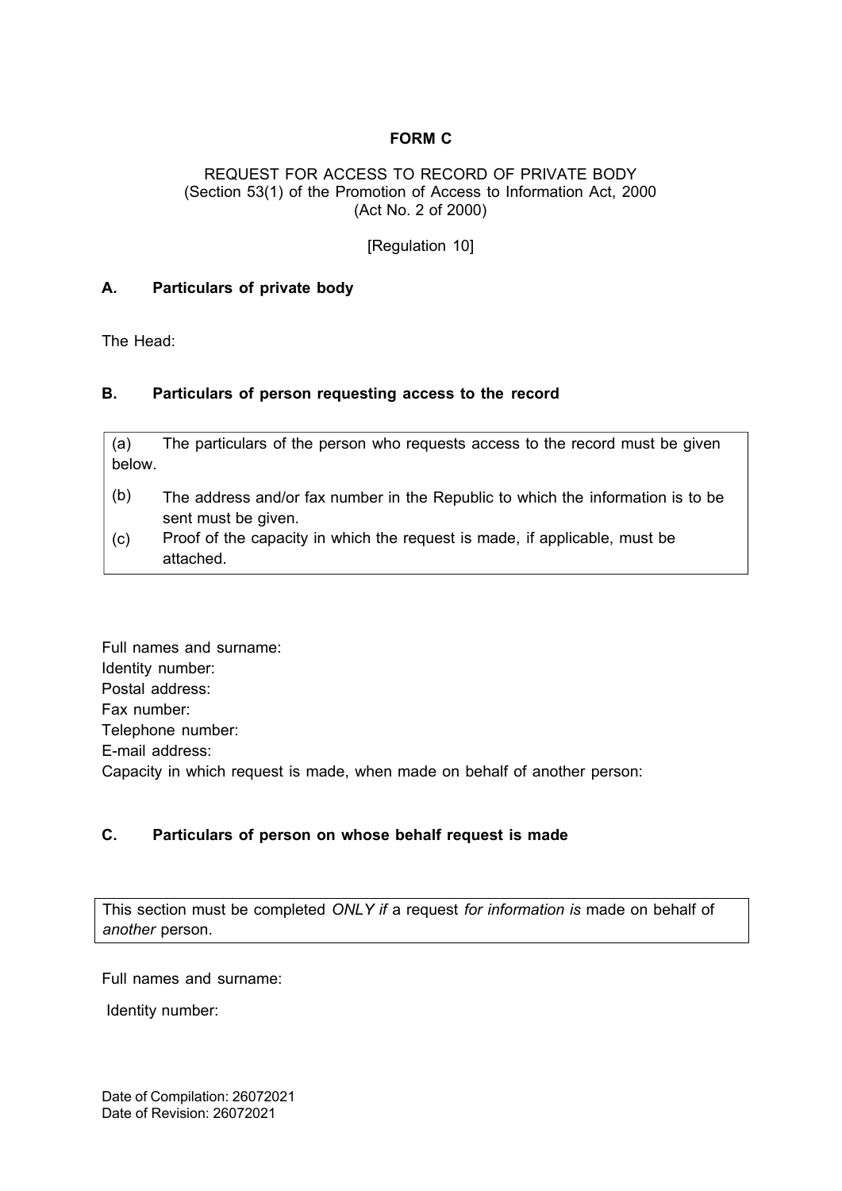**FORM C**

REQUEST FOR ACCESS TO RECORD OF PRIVATE BODY
(Section 53(1) of the Promotion of Access to Information Act, 2000
(Act No. 2 of 2000)

[Regulation 10]

## A. Particulars of private body

The Head:

## B. Particulars of person requesting access to the record

| |
|---|
| (a) The particulars of the person who requests access to the record must be given below. |
| (b) The address and/or fax number in the Republic to which the information is to be sent must be given. |
| (c) Proof of the capacity in which the request is made, if applicable, must be attached. |

Full names and surname:
Identity number:
Postal address:
Fax number:
Telephone number:
E-mail address:
Capacity in which request is made, when made on behalf of another person:

## C. Particulars of person on whose behalf request is made

| |
|---|
| This section must be completed *ONLY if* a request *for information is* made on behalf of *another* person. |

Full names and surname:

Identity number:

Date of Compilation: 26072021
Date of Revision: 26072021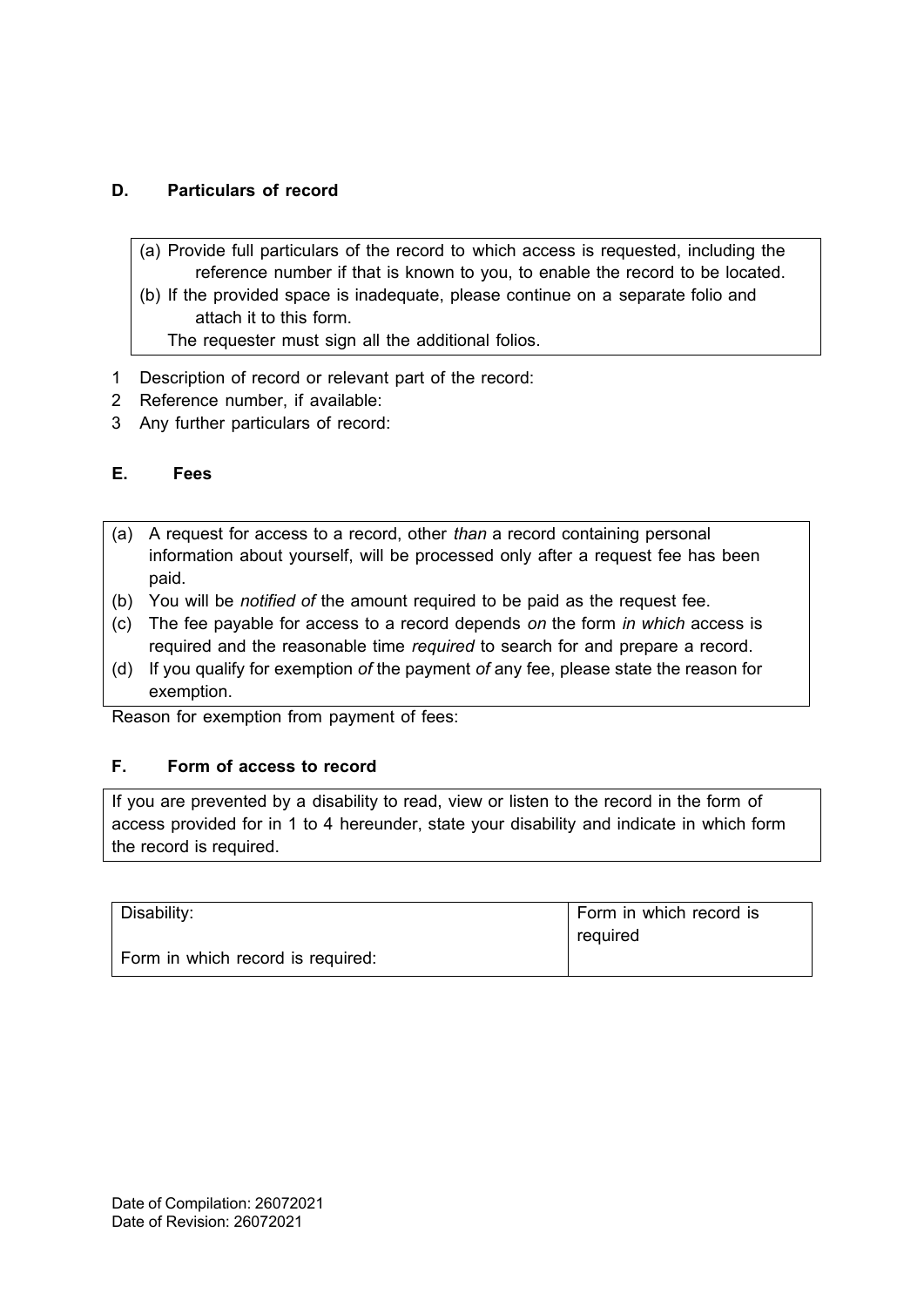**D. Particulars of record**

| (a) Provide full particulars of the record to which access is requested, including the reference number if that is known to you, to enable the record to be located.<br>(b) If the provided space is inadequate, please continue on a separate folio and attach it to this form.<br>The requester must sign all the additional folios. |
|---|

1 Description of record or relevant part of the record:
2 Reference number, if available:
3 Any further particulars of record:

**E. Fees**

| (a) A request for access to a record, other *than* a record containing personal information about yourself, will be processed only after a request fee has been paid.<br>(b) You will be *notified of* the amount required to be paid as the request fee.<br>(c) The fee payable for access to a record depends *on* the form *in which* access is required and the reasonable time *required* to search for and prepare a record.<br>(d) If you qualify for exemption *of* the payment *of* any fee, please state the reason for exemption. |
|---|

Reason for exemption from payment of fees:

**F. Form of access to record**

| If you are prevented by a disability to read, view or listen to the record in the form of access provided for in 1 to 4 hereunder, state your disability and indicate in which form the record is required. |
|---|

| Disability:<br><br>Form in which record is required: | Form in which record is required |
|---|---|

Date of Compilation: 26072021
Date of Revision: 26072021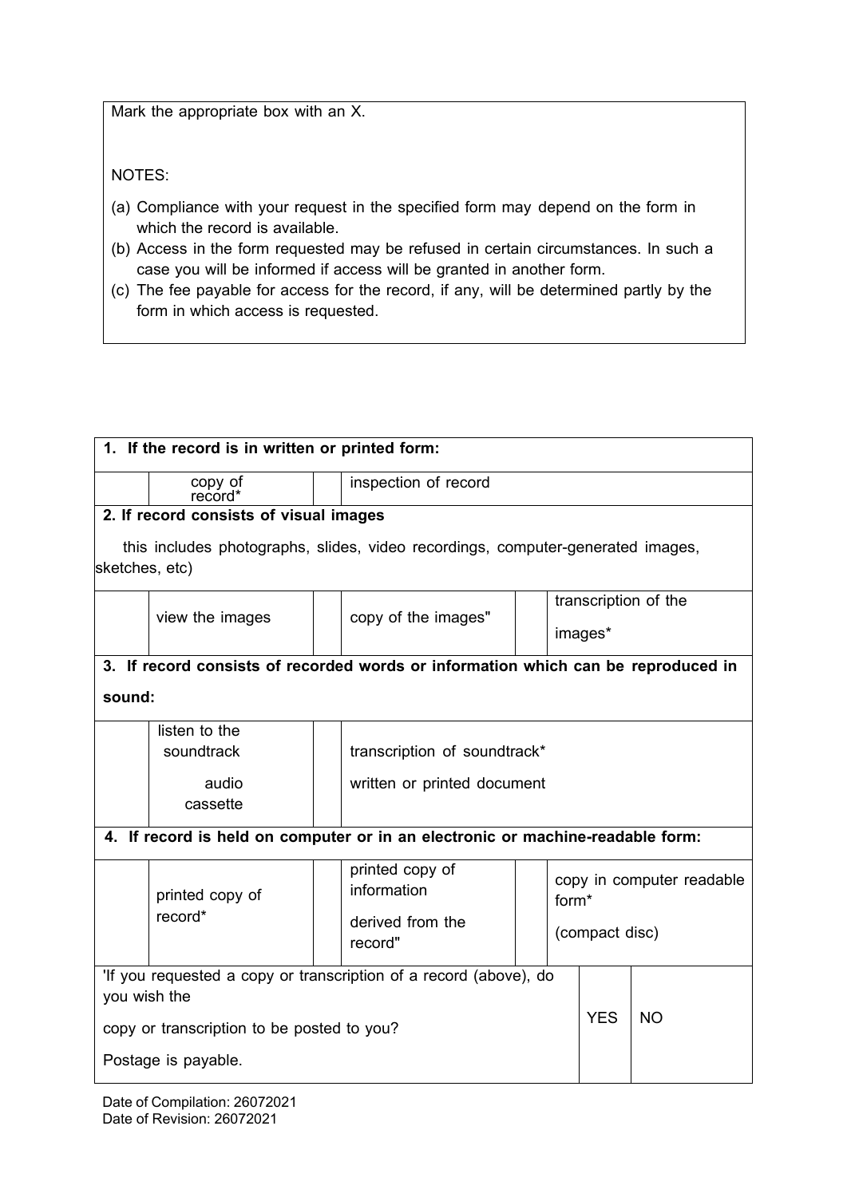Mark the appropriate box with an X.

NOTES:

(a) Compliance with your request in the specified form may depend on the form in which the record is available.
(b) Access in the form requested may be refused in certain circumstances. In such a case you will be informed if access will be granted in another form.
(c) The fee payable for access for the record, if any, will be determined partly by the form in which access is requested.

| **1. If the record is in written or printed form:** | | | | | |
|---|---|---|---|---|---|
| | copy of record* | | inspection of record | | |
| **2. If record consists of visual images** this includes photographs, slides, video recordings, computer-generated images, sketches, etc) | | | | | |
| | view the images | | copy of the images" | | transcription of the images* |
| **3. If record consists of recorded words or information which can be reproduced in sound:** | | | | | |
| | listen to the soundtrack audio cassette | | transcription of soundtrack* written or printed document | | |
| **4. If record is held on computer or in an electronic or machine-readable form:** | | | | | |
| | printed copy of record* | | printed copy of information derived from the record" | | copy in computer readable form* (compact disc) |

| 'If you requested a copy or transcription of a record (above), do you wish the copy or transcription to be posted to you? Postage is payable. | YES | NO |
|---|---|---|

Date of Compilation: 26072021
Date of Revision: 26072021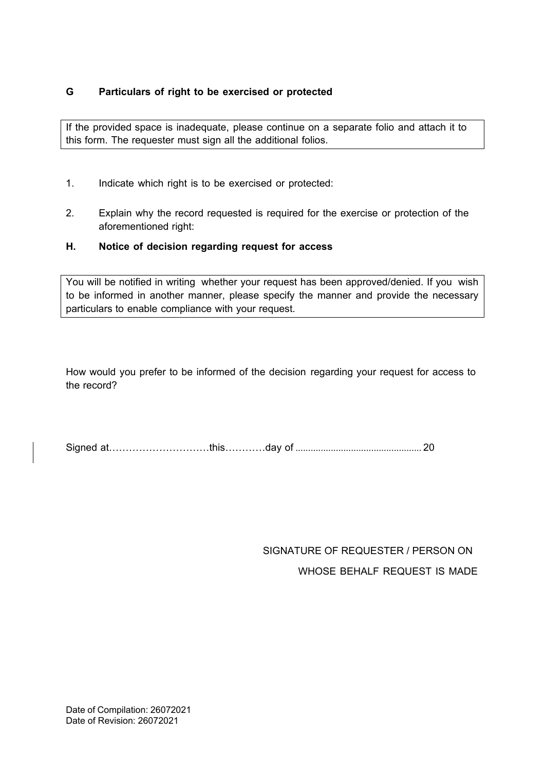## G Particulars of right to be exercised or protected

If the provided space is inadequate, please continue on a separate folio and attach it to this form. The requester must sign all the additional folios.

1. Indicate which right is to be exercised or protected:

2. Explain why the record requested is required for the exercise or protection of the aforementioned right:

## H. Notice of decision regarding request for access

You will be notified in writing whether your request has been approved/denied. If you wish to be informed in another manner, please specify the manner and provide the necessary particulars to enable compliance with your request.

How would you prefer to be informed of the decision regarding your request for access to the record?

Signed at…………………………this…………day of .................................................. 20

SIGNATURE OF REQUESTER / PERSON ON WHOSE BEHALF REQUEST IS MADE

Date of Compilation: 26072021
Date of Revision: 26072021